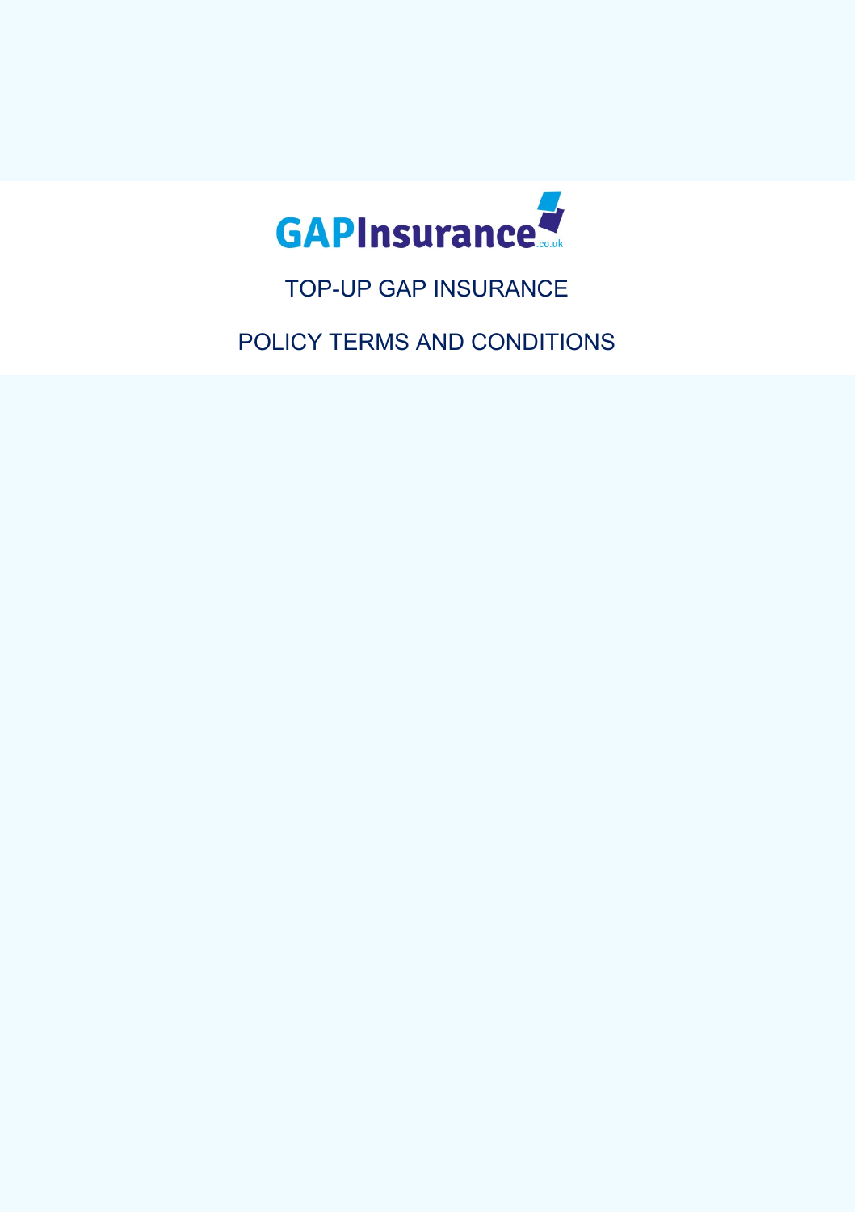GAPInsurance.co.uk

# TOP-UP GAP INSURANCE

# POLICY TERMS AND CONDITIONS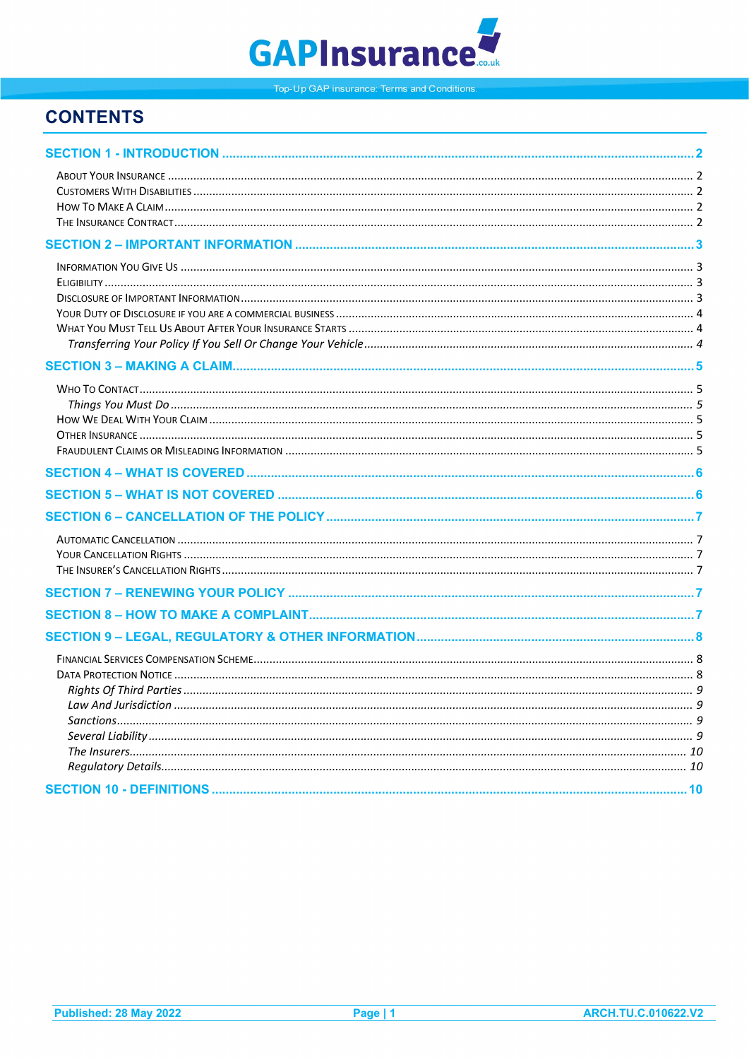# CONTENTS

**SECTION 1 - INTRODUCTION** ..... 2

- About Your Insurance ..... 2
- Customers With Disabilities ..... 2
- How To Make A Claim ..... 2
- The Insurance Contract ..... 2

**SECTION 2 – IMPORTANT INFORMATION** ..... 3

- Information You Give Us ..... 3
- Eligibility ..... 3
- Disclosure of Important Information ..... 3
- Your Duty of Disclosure if you are a commercial business ..... 4
- What You Must Tell Us About After Your Insurance Starts ..... 4
  - *Transferring Your Policy If You Sell Or Change Your Vehicle* ..... 4

**SECTION 3 – MAKING A CLAIM** ..... 5

- Who To Contact ..... 5
  - *Things You Must Do* ..... 5
- How We Deal With Your Claim ..... 5
- Other Insurance ..... 5
- Fraudulent Claims or Misleading Information ..... 5

**SECTION 4 – WHAT IS COVERED** ..... 6

**SECTION 5 – WHAT IS NOT COVERED** ..... 6

**SECTION 6 – CANCELLATION OF THE POLICY** ..... 7

- Automatic Cancellation ..... 7
- Your Cancellation Rights ..... 7
- The Insurer's Cancellation Rights ..... 7

**SECTION 7 – RENEWING YOUR POLICY** ..... 7

**SECTION 8 – HOW TO MAKE A COMPLAINT** ..... 7

**SECTION 9 – LEGAL, REGULATORY & OTHER INFORMATION** ..... 8

- Financial Services Compensation Scheme ..... 8
- Data Protection Notice ..... 8
  - *Rights Of Third Parties* ..... 9
  - *Law And Jurisdiction* ..... 9
  - *Sanctions* ..... 9
  - *Several Liability* ..... 9
  - *The Insurers* ..... 10
  - *Regulatory Details* ..... 10

**SECTION 10 - DEFINITIONS** ..... 10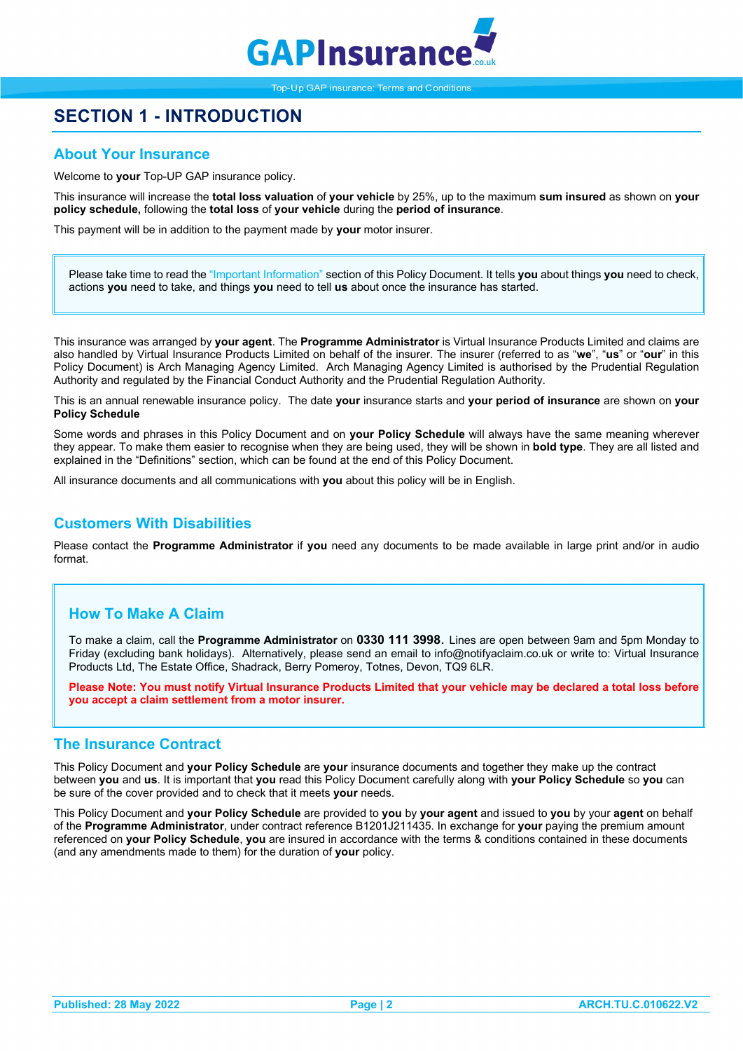# SECTION 1 - INTRODUCTION

## About Your Insurance

Welcome to **your** Top-UP GAP insurance policy.

This insurance will increase the **total loss valuation** of **your vehicle** by 25%, up to the maximum **sum insured** as shown on **your policy schedule,** following the **total loss** of **your vehicle** during the **period of insurance**.

This payment will be in addition to the payment made by **your** motor insurer.

> Please take time to read the "Important Information" section of this Policy Document. It tells **you** about things **you** need to check, actions **you** need to take, and things **you** need to tell **us** about once the insurance has started.

This insurance was arranged by **your agent**. The **Programme Administrator** is Virtual Insurance Products Limited and claims are also handled by Virtual Insurance Products Limited on behalf of the insurer. The insurer (referred to as "**we**", "**us**" or "**our**" in this Policy Document) is Arch Managing Agency Limited. Arch Managing Agency Limited is authorised by the Prudential Regulation Authority and regulated by the Financial Conduct Authority and the Prudential Regulation Authority.

This is an annual renewable insurance policy. The date **your** insurance starts and **your period of insurance** are shown on **your Policy Schedule**

Some words and phrases in this Policy Document and on **your Policy Schedule** will always have the same meaning wherever they appear. To make them easier to recognise when they are being used, they will be shown in **bold type**. They are all listed and explained in the "Definitions" section, which can be found at the end of this Policy Document.

All insurance documents and all communications with **you** about this policy will be in English.

## Customers With Disabilities

Please contact the **Programme Administrator** if **you** need any documents to be made available in large print and/or in audio format.

## How To Make A Claim

To make a claim, call the **Programme Administrator** on **0330 111 3998.** Lines are open between 9am and 5pm Monday to Friday (excluding bank holidays). Alternatively, please send an email to info@notifyaclaim.co.uk or write to: Virtual Insurance Products Ltd, The Estate Office, Shadrack, Berry Pomeroy, Totnes, Devon, TQ9 6LR.

**Please Note: You must notify Virtual Insurance Products Limited that your vehicle may be declared a total loss before you accept a claim settlement from a motor insurer.**

## The Insurance Contract

This Policy Document and **your Policy Schedule** are **your** insurance documents and together they make up the contract between **you** and **us**. It is important that **you** read this Policy Document carefully along with **your Policy Schedule** so **you** can be sure of the cover provided and to check that it meets **your** needs.

This Policy Document and **your Policy Schedule** are provided to **you** by **your agent** and issued to **you** by your **agent** on behalf of the **Programme Administrator**, under contract reference B1201J211435. In exchange for **your** paying the premium amount referenced on **your Policy Schedule**, **you** are insured in accordance with the terms & conditions contained in these documents (and any amendments made to them) for the duration of **your** policy.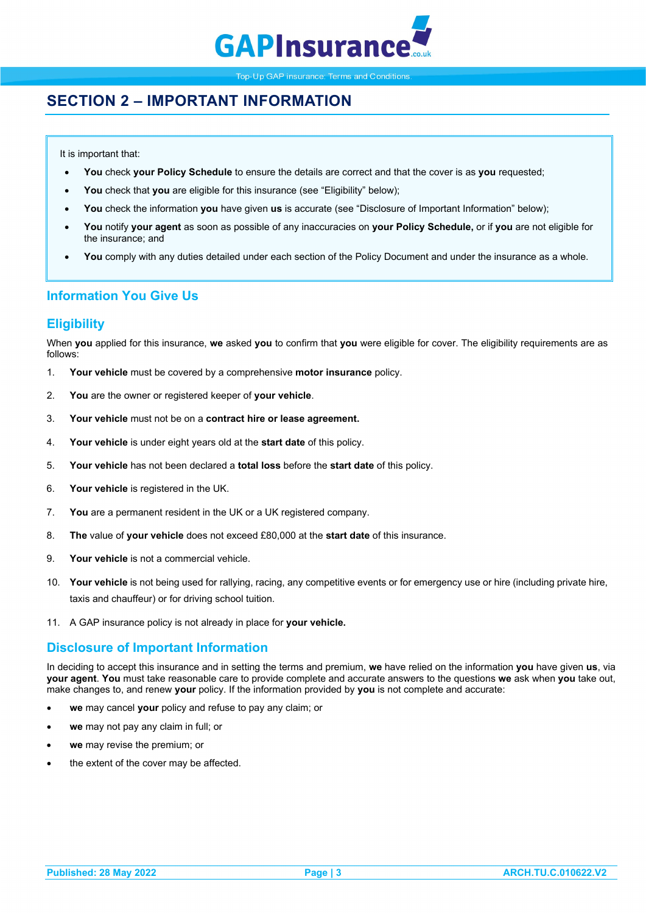# SECTION 2 – IMPORTANT INFORMATION

It is important that:

- **You** check **your Policy Schedule** to ensure the details are correct and that the cover is as **you** requested;
- **You** check that **you** are eligible for this insurance (see "Eligibility" below);
- **You** check the information **you** have given **us** is accurate (see "Disclosure of Important Information" below);
- **You** notify **your agent** as soon as possible of any inaccuracies on **your Policy Schedule,** or if **you** are not eligible for the insurance; and
- **You** comply with any duties detailed under each section of the Policy Document and under the insurance as a whole.

## Information You Give Us

## Eligibility

When **you** applied for this insurance, **we** asked **you** to confirm that **you** were eligible for cover. The eligibility requirements are as follows:

1. **Your vehicle** must be covered by a comprehensive **motor insurance** policy.
2. **You** are the owner or registered keeper of **your vehicle**.
3. **Your vehicle** must not be on a **contract hire or lease agreement.**
4. **Your vehicle** is under eight years old at the **start date** of this policy.
5. **Your vehicle** has not been declared a **total loss** before the **start date** of this policy.
6. **Your vehicle** is registered in the UK.
7. **You** are a permanent resident in the UK or a UK registered company.
8. **The** value of **your vehicle** does not exceed £80,000 at the **start date** of this insurance.
9. **Your vehicle** is not a commercial vehicle.
10. **Your vehicle** is not being used for rallying, racing, any competitive events or for emergency use or hire (including private hire, taxis and chauffeur) or for driving school tuition.
11. A GAP insurance policy is not already in place for **your vehicle.**

## Disclosure of Important Information

In deciding to accept this insurance and in setting the terms and premium, **we** have relied on the information **you** have given **us**, via **your agent**. **You** must take reasonable care to provide complete and accurate answers to the questions **we** ask when **you** take out, make changes to, and renew **your** policy. If the information provided by **you** is not complete and accurate:

- **we** may cancel **your** policy and refuse to pay any claim; or
- **we** may not pay any claim in full; or
- **we** may revise the premium; or
- the extent of the cover may be affected.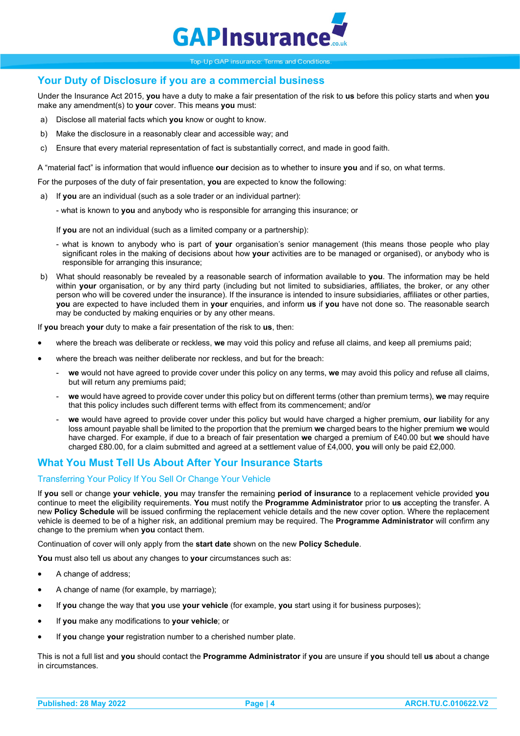## Your Duty of Disclosure if you are a commercial business

Under the Insurance Act 2015, **you** have a duty to make a fair presentation of the risk to **us** before this policy starts and when **you** make any amendment(s) to **your** cover. This means **you** must:

a) Disclose all material facts which **you** know or ought to know.

b) Make the disclosure in a reasonably clear and accessible way; and

c) Ensure that every material representation of fact is substantially correct, and made in good faith.

A "material fact" is information that would influence **our** decision as to whether to insure **you** and if so, on what terms.

For the purposes of the duty of fair presentation, **you** are expected to know the following:

a) If **you** are an individual (such as a sole trader or an individual partner):

   - what is known to **you** and anybody who is responsible for arranging this insurance; or

   If **you** are not an individual (such as a limited company or a partnership):

   - what is known to anybody who is part of **your** organisation's senior management (this means those people who play significant roles in the making of decisions about how **your** activities are to be managed or organised), or anybody who is responsible for arranging this insurance;

b) What should reasonably be revealed by a reasonable search of information available to **you**. The information may be held within **your** organisation, or by any third party (including but not limited to subsidiaries, affiliates, the broker, or any other person who will be covered under the insurance). If the insurance is intended to insure subsidiaries, affiliates or other parties, **you** are expected to have included them in **your** enquiries, and inform **us** if **you** have not done so. The reasonable search may be conducted by making enquiries or by any other means.

If **you** breach **your** duty to make a fair presentation of the risk to **us**, then:

- where the breach was deliberate or reckless, **we** may void this policy and refuse all claims, and keep all premiums paid;
- where the breach was neither deliberate nor reckless, and but for the breach:
  - **we** would not have agreed to provide cover under this policy on any terms, **we** may avoid this policy and refuse all claims, but will return any premiums paid;
  - **we** would have agreed to provide cover under this policy but on different terms (other than premium terms), **we** may require that this policy includes such different terms with effect from its commencement; and/or
  - **we** would have agreed to provide cover under this policy but would have charged a higher premium, **our** liability for any loss amount payable shall be limited to the proportion that the premium **we** charged bears to the higher premium **we** would have charged. For example, if due to a breach of fair presentation **we** charged a premium of £40.00 but **we** should have charged £80.00, for a claim submitted and agreed at a settlement value of £4,000, **you** will only be paid £2,000.

## What You Must Tell Us About After Your Insurance Starts

### Transferring Your Policy If You Sell Or Change Your Vehicle

If **you** sell or change **your vehicle**, **you** may transfer the remaining **period of insurance** to a replacement vehicle provided **you** continue to meet the eligibility requirements. **You** must notify the **Programme Administrator** prior to **us** accepting the transfer. A new **Policy Schedule** will be issued confirming the replacement vehicle details and the new cover option. Where the replacement vehicle is deemed to be of a higher risk, an additional premium may be required. The **Programme Administrator** will confirm any change to the premium when **you** contact them.

Continuation of cover will only apply from the **start date** shown on the new **Policy Schedule**.

**You** must also tell us about any changes to **your** circumstances such as:

- A change of address;
- A change of name (for example, by marriage);
- If **you** change the way that **you** use **your vehicle** (for example, **you** start using it for business purposes);
- If **you** make any modifications to **your vehicle**; or
- If **you** change **your** registration number to a cherished number plate.

This is not a full list and **you** should contact the **Programme Administrator** if **you** are unsure if **you** should tell **us** about a change in circumstances.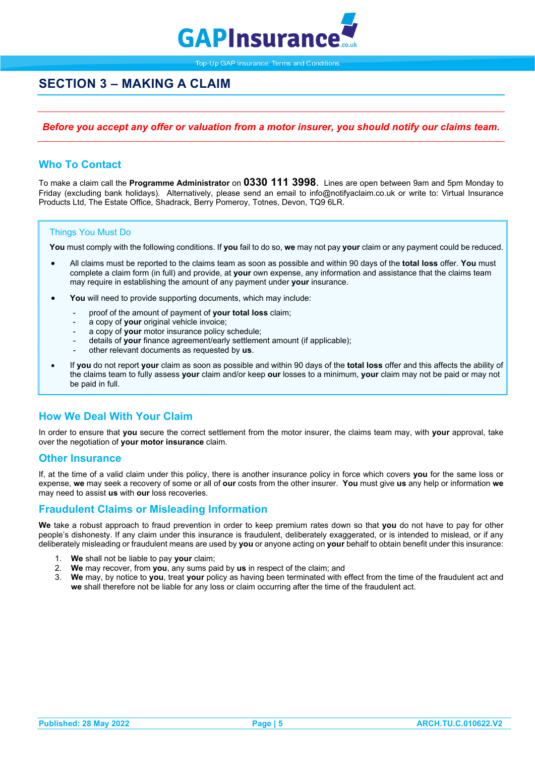# SECTION 3 – MAKING A CLAIM

***Before you accept any offer or valuation from a motor insurer, you should notify our claims team.***

## Who To Contact

To make a claim call the **Programme Administrator** on **0330 111 3998**. Lines are open between 9am and 5pm Monday to Friday (excluding bank holidays). Alternatively, please send an email to info@notifyaclaim.co.uk or write to: Virtual Insurance Products Ltd, The Estate Office, Shadrack, Berry Pomeroy, Totnes, Devon, TQ9 6LR.

### Things You Must Do

**You** must comply with the following conditions. If **you** fail to do so, **we** may not pay **your** claim or any payment could be reduced.

- All claims must be reported to the claims team as soon as possible and within 90 days of the **total loss** offer. **You** must complete a claim form (in full) and provide, at **your** own expense, any information and assistance that the claims team may require in establishing the amount of any payment under **your** insurance.
- **You** will need to provide supporting documents, which may include:
  - proof of the amount of payment of **your total loss** claim;
  - a copy of **your** original vehicle invoice;
  - a copy of **your** motor insurance policy schedule;
  - details of **your** finance agreement/early settlement amount (if applicable);
  - other relevant documents as requested by **us**.
- If **you** do not report **your** claim as soon as possible and within 90 days of the **total loss** offer and this affects the ability of the claims team to fully assess **your** claim and/or keep **our** losses to a minimum, **your** claim may not be paid or may not be paid in full.

## How We Deal With Your Claim

In order to ensure that **you** secure the correct settlement from the motor insurer, the claims team may, with **your** approval, take over the negotiation of **your motor insurance** claim.

## Other Insurance

If, at the time of a valid claim under this policy, there is another insurance policy in force which covers **you** for the same loss or expense, **we** may seek a recovery of some or all of **our** costs from the other insurer. **You** must give **us** any help or information **we** may need to assist **us** with **our** loss recoveries.

## Fraudulent Claims or Misleading Information

**We** take a robust approach to fraud prevention in order to keep premium rates down so that **you** do not have to pay for other people's dishonesty. If any claim under this insurance is fraudulent, deliberately exaggerated, or is intended to mislead, or if any deliberately misleading or fraudulent means are used by **you** or anyone acting on **your** behalf to obtain benefit under this insurance:

1. **We** shall not be liable to pay **your** claim;
2. **We** may recover, from **you**, any sums paid by **us** in respect of the claim; and
3. **We** may, by notice to **you**, treat **your** policy as having been terminated with effect from the time of the fraudulent act and **we** shall therefore not be liable for any loss or claim occurring after the time of the fraudulent act.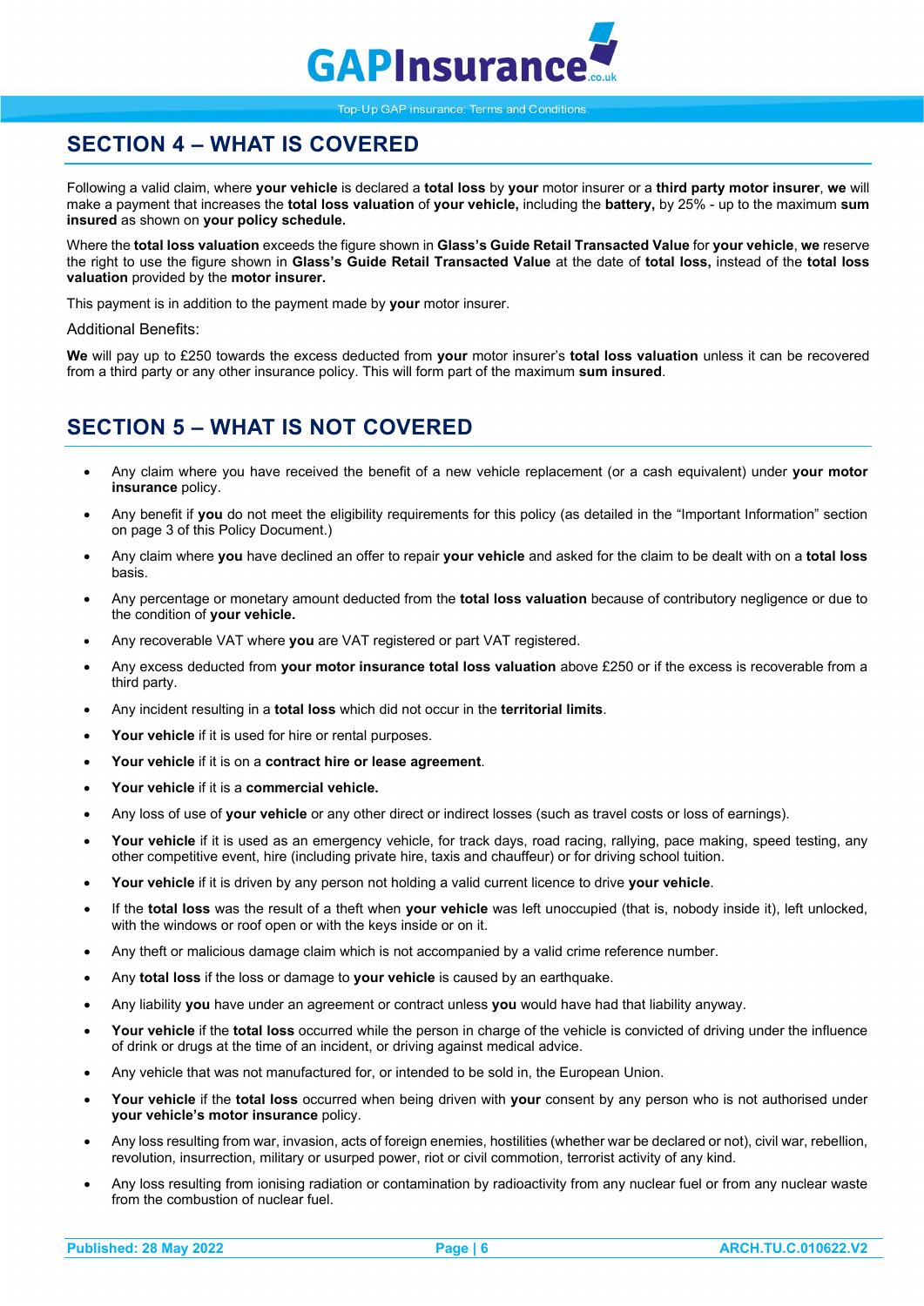## SECTION 4 – WHAT IS COVERED

Following a valid claim, where **your vehicle** is declared a **total loss** by **your** motor insurer or a **third party motor insurer**, **we** will make a payment that increases the **total loss valuation** of **your vehicle,** including the **battery,** by 25% - up to the maximum **sum insured** as shown on **your policy schedule.**

Where the **total loss valuation** exceeds the figure shown in **Glass's Guide Retail Transacted Value** for **your vehicle**, **we** reserve the right to use the figure shown in **Glass's Guide Retail Transacted Value** at the date of **total loss,** instead of the **total loss valuation** provided by the **motor insurer.**

This payment is in addition to the payment made by **your** motor insurer.

Additional Benefits:

**We** will pay up to £250 towards the excess deducted from **your** motor insurer's **total loss valuation** unless it can be recovered from a third party or any other insurance policy. This will form part of the maximum **sum insured**.

## SECTION 5 – WHAT IS NOT COVERED

- Any claim where you have received the benefit of a new vehicle replacement (or a cash equivalent) under **your motor insurance** policy.
- Any benefit if **you** do not meet the eligibility requirements for this policy (as detailed in the "Important Information" section on page 3 of this Policy Document.)
- Any claim where **you** have declined an offer to repair **your vehicle** and asked for the claim to be dealt with on a **total loss** basis.
- Any percentage or monetary amount deducted from the **total loss valuation** because of contributory negligence or due to the condition of **your vehicle.**
- Any recoverable VAT where **you** are VAT registered or part VAT registered.
- Any excess deducted from **your motor insurance total loss valuation** above £250 or if the excess is recoverable from a third party.
- Any incident resulting in a **total loss** which did not occur in the **territorial limits**.
- **Your vehicle** if it is used for hire or rental purposes.
- **Your vehicle** if it is on a **contract hire or lease agreement**.
- **Your vehicle** if it is a **commercial vehicle.**
- Any loss of use of **your vehicle** or any other direct or indirect losses (such as travel costs or loss of earnings).
- **Your vehicle** if it is used as an emergency vehicle, for track days, road racing, rallying, pace making, speed testing, any other competitive event, hire (including private hire, taxis and chauffeur) or for driving school tuition.
- **Your vehicle** if it is driven by any person not holding a valid current licence to drive **your vehicle**.
- If the **total loss** was the result of a theft when **your vehicle** was left unoccupied (that is, nobody inside it), left unlocked, with the windows or roof open or with the keys inside or on it.
- Any theft or malicious damage claim which is not accompanied by a valid crime reference number.
- Any **total loss** if the loss or damage to **your vehicle** is caused by an earthquake.
- Any liability **you** have under an agreement or contract unless **you** would have had that liability anyway.
- **Your vehicle** if the **total loss** occurred while the person in charge of the vehicle is convicted of driving under the influence of drink or drugs at the time of an incident, or driving against medical advice.
- Any vehicle that was not manufactured for, or intended to be sold in, the European Union.
- **Your vehicle** if the **total loss** occurred when being driven with **your** consent by any person who is not authorised under **your vehicle's motor insurance** policy.
- Any loss resulting from war, invasion, acts of foreign enemies, hostilities (whether war be declared or not), civil war, rebellion, revolution, insurrection, military or usurped power, riot or civil commotion, terrorist activity of any kind.
- Any loss resulting from ionising radiation or contamination by radioactivity from any nuclear fuel or from any nuclear waste from the combustion of nuclear fuel.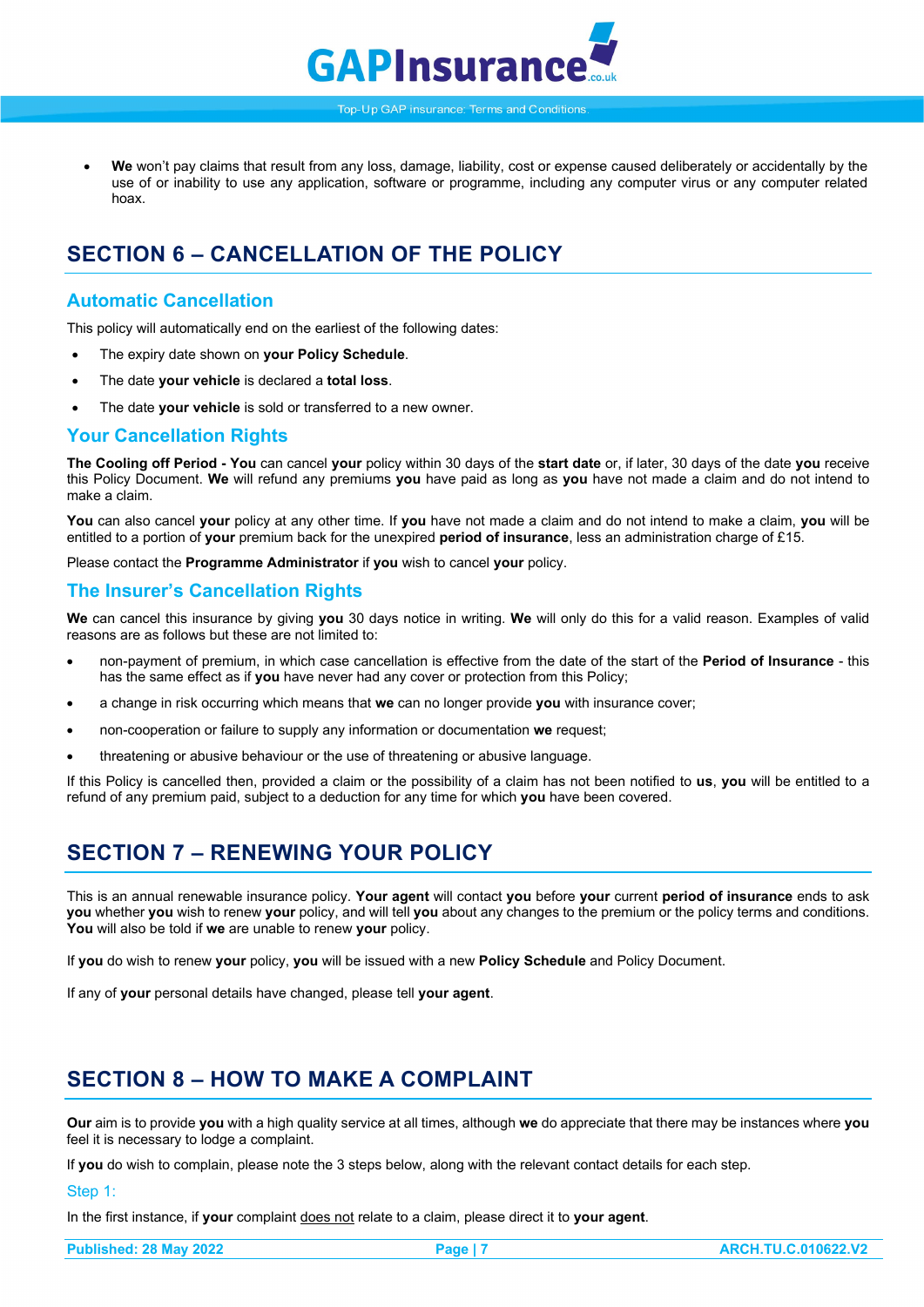- **We** won't pay claims that result from any loss, damage, liability, cost or expense caused deliberately or accidentally by the use of or inability to use any application, software or programme, including any computer virus or any computer related hoax.

## SECTION 6 – CANCELLATION OF THE POLICY

### Automatic Cancellation

This policy will automatically end on the earliest of the following dates:

- The expiry date shown on **your Policy Schedule**.
- The date **your vehicle** is declared a **total loss**.
- The date **your vehicle** is sold or transferred to a new owner.

### Your Cancellation Rights

**The Cooling off Period - You** can cancel **your** policy within 30 days of the **start date** or, if later, 30 days of the date **you** receive this Policy Document. **We** will refund any premiums **you** have paid as long as **you** have not made a claim and do not intend to make a claim.

**You** can also cancel **your** policy at any other time. If **you** have not made a claim and do not intend to make a claim, **you** will be entitled to a portion of **your** premium back for the unexpired **period of insurance**, less an administration charge of £15.

Please contact the **Programme Administrator** if **you** wish to cancel **your** policy.

### The Insurer's Cancellation Rights

**We** can cancel this insurance by giving **you** 30 days notice in writing. **We** will only do this for a valid reason. Examples of valid reasons are as follows but these are not limited to:

- non-payment of premium, in which case cancellation is effective from the date of the start of the **Period of Insurance** - this has the same effect as if **you** have never had any cover or protection from this Policy;
- a change in risk occurring which means that **we** can no longer provide **you** with insurance cover;
- non-cooperation or failure to supply any information or documentation **we** request;
- threatening or abusive behaviour or the use of threatening or abusive language.

If this Policy is cancelled then, provided a claim or the possibility of a claim has not been notified to **us**, **you** will be entitled to a refund of any premium paid, subject to a deduction for any time for which **you** have been covered.

## SECTION 7 – RENEWING YOUR POLICY

This is an annual renewable insurance policy. **Your agent** will contact **you** before **your** current **period of insurance** ends to ask **you** whether **you** wish to renew **your** policy, and will tell **you** about any changes to the premium or the policy terms and conditions. **You** will also be told if **we** are unable to renew **your** policy.

If **you** do wish to renew **your** policy, **you** will be issued with a new **Policy Schedule** and Policy Document.

If any of **your** personal details have changed, please tell **your agent**.

## SECTION 8 – HOW TO MAKE A COMPLAINT

**Our** aim is to provide **you** with a high quality service at all times, although **we** do appreciate that there may be instances where **you** feel it is necessary to lodge a complaint.

If **you** do wish to complain, please note the 3 steps below, along with the relevant contact details for each step.

### Step 1:

In the first instance, if **your** complaint does not relate to a claim, please direct it to **your agent**.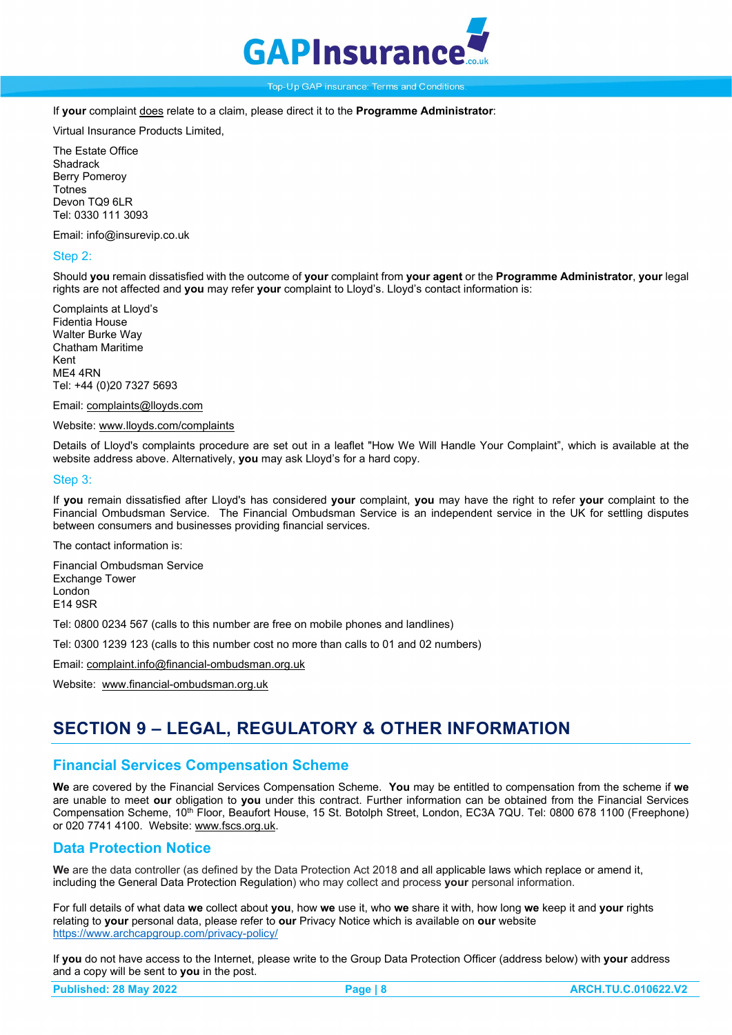If **your** complaint does relate to a claim, please direct it to the **Programme Administrator**:

Virtual Insurance Products Limited,

The Estate Office
Shadrack
Berry Pomeroy
Totnes
Devon TQ9 6LR
Tel: 0330 111 3093

Email: info@insurevip.co.uk

### Step 2:

Should **you** remain dissatisfied with the outcome of **your** complaint from **your agent** or the **Programme Administrator**, **your** legal rights are not affected and **you** may refer **your** complaint to Lloyd's. Lloyd's contact information is:

Complaints at Lloyd's
Fidentia House
Walter Burke Way
Chatham Maritime
Kent
ME4 4RN
Tel: +44 (0)20 7327 5693

Email: complaints@lloyds.com

Website: www.lloyds.com/complaints

Details of Lloyd's complaints procedure are set out in a leaflet "How We Will Handle Your Complaint", which is available at the website address above. Alternatively, **you** may ask Lloyd's for a hard copy.

### Step 3:

If **you** remain dissatisfied after Lloyd's has considered **your** complaint, **you** may have the right to refer **your** complaint to the Financial Ombudsman Service. The Financial Ombudsman Service is an independent service in the UK for settling disputes between consumers and businesses providing financial services.

The contact information is:

Financial Ombudsman Service
Exchange Tower
London
E14 9SR

Tel: 0800 0234 567 (calls to this number are free on mobile phones and landlines)

Tel: 0300 1239 123 (calls to this number cost no more than calls to 01 and 02 numbers)

Email: complaint.info@financial-ombudsman.org.uk

Website: www.financial-ombudsman.org.uk

# SECTION 9 – LEGAL, REGULATORY & OTHER INFORMATION

## Financial Services Compensation Scheme

**We** are covered by the Financial Services Compensation Scheme. **You** may be entitled to compensation from the scheme if **we** are unable to meet **our** obligation to **you** under this contract. Further information can be obtained from the Financial Services Compensation Scheme, 10th Floor, Beaufort House, 15 St. Botolph Street, London, EC3A 7QU. Tel: 0800 678 1100 (Freephone) or 020 7741 4100. Website: www.fscs.org.uk.

## Data Protection Notice

**We** are the data controller (as defined by the Data Protection Act 2018 and all applicable laws which replace or amend it, including the General Data Protection Regulation) who may collect and process **your** personal information.

For full details of what data **we** collect about **you**, how **we** use it, who **we** share it with, how long **we** keep it and **your** rights relating to **your** personal data, please refer to **our** Privacy Notice which is available on **our** website https://www.archcapgroup.com/privacy-policy/

If **you** do not have access to the Internet, please write to the Group Data Protection Officer (address below) with **your** address and a copy will be sent to **you** in the post.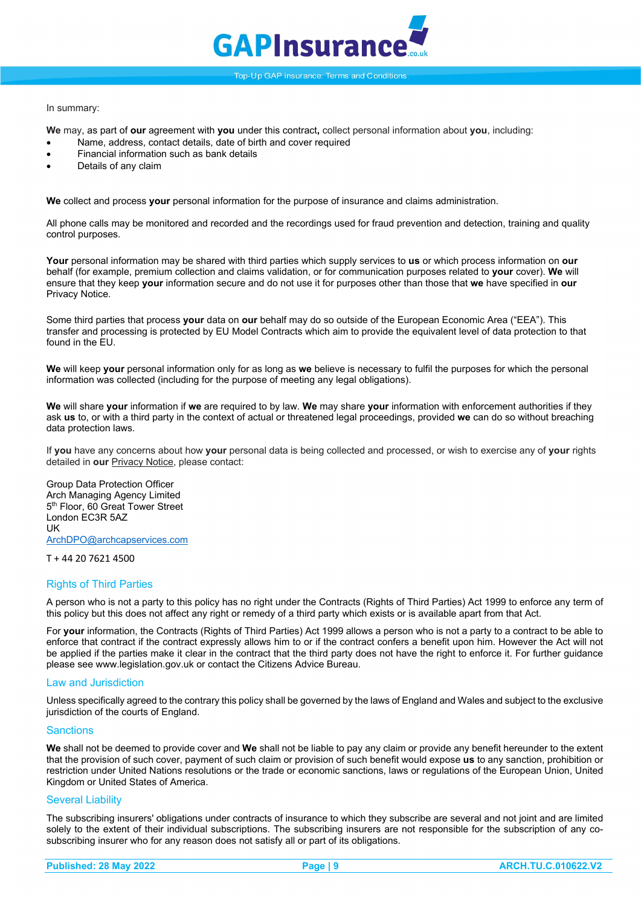In summary:

**We** may, as part of **our** agreement with **you** under this contract**,** collect personal information about **you**, including:

- Name, address, contact details, date of birth and cover required
- Financial information such as bank details
- Details of any claim

**We** collect and process **your** personal information for the purpose of insurance and claims administration.

All phone calls may be monitored and recorded and the recordings used for fraud prevention and detection, training and quality control purposes.

**Your** personal information may be shared with third parties which supply services to **us** or which process information on **our** behalf (for example, premium collection and claims validation, or for communication purposes related to **your** cover). **We** will ensure that they keep **your** information secure and do not use it for purposes other than those that **we** have specified in **our** Privacy Notice.

Some third parties that process **your** data on **our** behalf may do so outside of the European Economic Area ("EEA"). This transfer and processing is protected by EU Model Contracts which aim to provide the equivalent level of data protection to that found in the EU.

**We** will keep **your** personal information only for as long as **we** believe is necessary to fulfil the purposes for which the personal information was collected (including for the purpose of meeting any legal obligations).

**We** will share **your** information if **we** are required to by law. **We** may share **your** information with enforcement authorities if they ask **us** to, or with a third party in the context of actual or threatened legal proceedings, provided **we** can do so without breaching data protection laws.

If **you** have any concerns about how **your** personal data is being collected and processed, or wish to exercise any of **your** rights detailed in **our** Privacy Notice, please contact:

Group Data Protection Officer
Arch Managing Agency Limited
5th Floor, 60 Great Tower Street
London EC3R 5AZ
UK
ArchDPO@archcapservices.com

T + 44 20 7621 4500

## Rights of Third Parties

A person who is not a party to this policy has no right under the Contracts (Rights of Third Parties) Act 1999 to enforce any term of this policy but this does not affect any right or remedy of a third party which exists or is available apart from that Act.

For **your** information, the Contracts (Rights of Third Parties) Act 1999 allows a person who is not a party to a contract to be able to enforce that contract if the contract expressly allows him to or if the contract confers a benefit upon him. However the Act will not be applied if the parties make it clear in the contract that the third party does not have the right to enforce it. For further guidance please see www.legislation.gov.uk or contact the Citizens Advice Bureau.

## Law and Jurisdiction

Unless specifically agreed to the contrary this policy shall be governed by the laws of England and Wales and subject to the exclusive jurisdiction of the courts of England.

## Sanctions

**We** shall not be deemed to provide cover and **We** shall not be liable to pay any claim or provide any benefit hereunder to the extent that the provision of such cover, payment of such claim or provision of such benefit would expose **us** to any sanction, prohibition or restriction under United Nations resolutions or the trade or economic sanctions, laws or regulations of the European Union, United Kingdom or United States of America.

## Several Liability

The subscribing insurers' obligations under contracts of insurance to which they subscribe are several and not joint and are limited solely to the extent of their individual subscriptions. The subscribing insurers are not responsible for the subscription of any co-subscribing insurer who for any reason does not satisfy all or part of its obligations.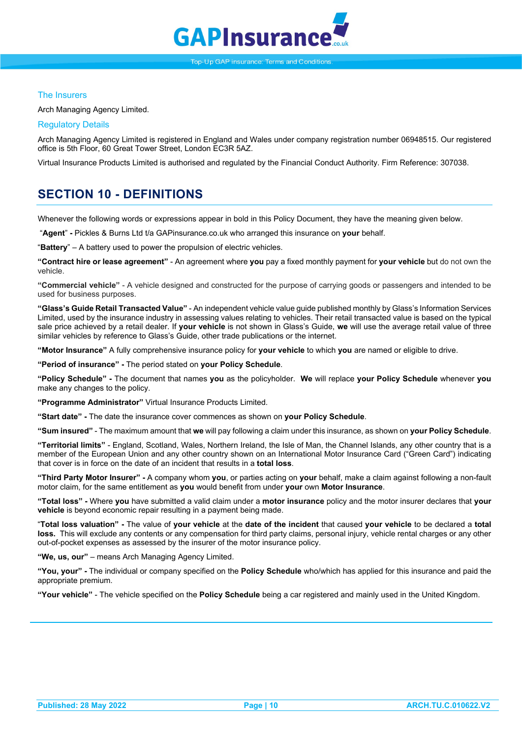### The Insurers

Arch Managing Agency Limited.

### Regulatory Details

Arch Managing Agency Limited is registered in England and Wales under company registration number 06948515. Our registered office is 5th Floor, 60 Great Tower Street, London EC3R 5AZ.

Virtual Insurance Products Limited is authorised and regulated by the Financial Conduct Authority. Firm Reference: 307038.

## SECTION 10 - DEFINITIONS

Whenever the following words or expressions appear in bold in this Policy Document, they have the meaning given below.

"**Agent**" **-** Pickles & Burns Ltd t/a GAPinsurance.co.uk who arranged this insurance on **your** behalf.

"**Battery**" – A battery used to power the propulsion of electric vehicles.

**"Contract hire or lease agreement"** - An agreement where **you** pay a fixed monthly payment for **your vehicle** but do not own the vehicle.

**"Commercial vehicle"** - A vehicle designed and constructed for the purpose of carrying goods or passengers and intended to be used for business purposes.

**"Glass's Guide Retail Transacted Value"** - An independent vehicle value guide published monthly by Glass's Information Services Limited, used by the insurance industry in assessing values relating to vehicles. Their retail transacted value is based on the typical sale price achieved by a retail dealer. If **your vehicle** is not shown in Glass's Guide, **we** will use the average retail value of three similar vehicles by reference to Glass's Guide, other trade publications or the internet.

**"Motor Insurance"** A fully comprehensive insurance policy for **your vehicle** to which **you** are named or eligible to drive.

**"Period of insurance" -** The period stated on **your Policy Schedule**.

**"Policy Schedule" -** The document that names **you** as the policyholder. **We** will replace **your Policy Schedule** whenever **you** make any changes to the policy.

**"Programme Administrator"** Virtual Insurance Products Limited.

**"Start date" -** The date the insurance cover commences as shown on **your Policy Schedule**.

**"Sum insured"** - The maximum amount that **we** will pay following a claim under this insurance, as shown on **your Policy Schedule**.

**"Territorial limits"** - England, Scotland, Wales, Northern Ireland, the Isle of Man, the Channel Islands, any other country that is a member of the European Union and any other country shown on an International Motor Insurance Card ("Green Card") indicating that cover is in force on the date of an incident that results in a **total loss**.

**"Third Party Motor Insurer" -** A company whom **you**, or parties acting on **your** behalf, make a claim against following a non-fault motor claim, for the same entitlement as **you** would benefit from under **your** own **Motor Insurance**.

**"Total loss" -** Where **you** have submitted a valid claim under a **motor insurance** policy and the motor insurer declares that **your vehicle** is beyond economic repair resulting in a payment being made.

"**Total loss valuation" -** The value of **your vehicle** at the **date of the incident** that caused **your vehicle** to be declared a **total loss.** This will exclude any contents or any compensation for third party claims, personal injury, vehicle rental charges or any other out-of-pocket expenses as assessed by the insurer of the motor insurance policy.

**"We, us, our"** – means Arch Managing Agency Limited.

**"You, your" -** The individual or company specified on the **Policy Schedule** who/which has applied for this insurance and paid the appropriate premium.

**"Your vehicle"** - The vehicle specified on the **Policy Schedule** being a car registered and mainly used in the United Kingdom.